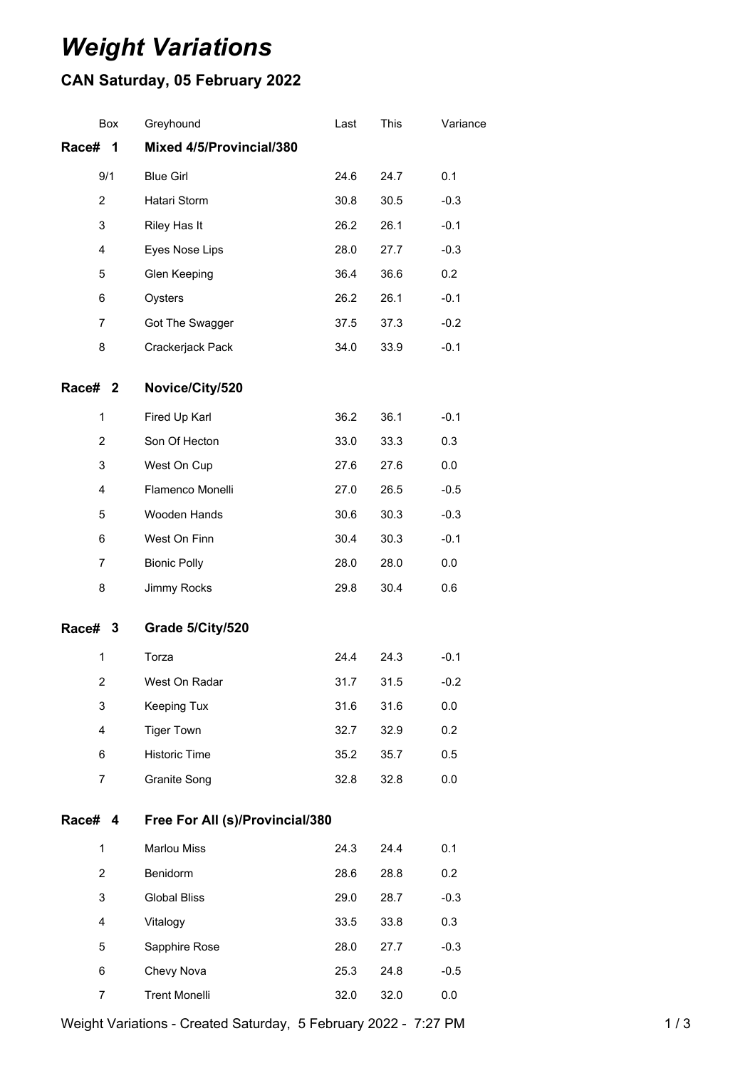# *Weight Variations*

## CAN Saturday, 05 February 2022

| Box | Greyhound | Last | This | Variance |
|---|---|---|---|---|
| **Race# 1** | **Mixed 4/5/Provincial/380** | | | |
| 9/1 | Blue Girl | 24.6 | 24.7 | 0.1 |
| 2 | Hatari Storm | 30.8 | 30.5 | -0.3 |
| 3 | Riley Has It | 26.2 | 26.1 | -0.1 |
| 4 | Eyes Nose Lips | 28.0 | 27.7 | -0.3 |
| 5 | Glen Keeping | 36.4 | 36.6 | 0.2 |
| 6 | Oysters | 26.2 | 26.1 | -0.1 |
| 7 | Got The Swagger | 37.5 | 37.3 | -0.2 |
| 8 | Crackerjack Pack | 34.0 | 33.9 | -0.1 |
| **Race# 2** | **Novice/City/520** | | | |
| 1 | Fired Up Karl | 36.2 | 36.1 | -0.1 |
| 2 | Son Of Hecton | 33.0 | 33.3 | 0.3 |
| 3 | West On Cup | 27.6 | 27.6 | 0.0 |
| 4 | Flamenco Monelli | 27.0 | 26.5 | -0.5 |
| 5 | Wooden Hands | 30.6 | 30.3 | -0.3 |
| 6 | West On Finn | 30.4 | 30.3 | -0.1 |
| 7 | Bionic Polly | 28.0 | 28.0 | 0.0 |
| 8 | Jimmy Rocks | 29.8 | 30.4 | 0.6 |
| **Race# 3** | **Grade 5/City/520** | | | |
| 1 | Torza | 24.4 | 24.3 | -0.1 |
| 2 | West On Radar | 31.7 | 31.5 | -0.2 |
| 3 | Keeping Tux | 31.6 | 31.6 | 0.0 |
| 4 | Tiger Town | 32.7 | 32.9 | 0.2 |
| 6 | Historic Time | 35.2 | 35.7 | 0.5 |
| 7 | Granite Song | 32.8 | 32.8 | 0.0 |
| **Race# 4** | **Free For All (s)/Provincial/380** | | | |
| 1 | Marlou Miss | 24.3 | 24.4 | 0.1 |
| 2 | Benidorm | 28.6 | 28.8 | 0.2 |
| 3 | Global Bliss | 29.0 | 28.7 | -0.3 |
| 4 | Vitalogy | 33.5 | 33.8 | 0.3 |
| 5 | Sapphire Rose | 28.0 | 27.7 | -0.3 |
| 6 | Chevy Nova | 25.3 | 24.8 | -0.5 |
| 7 | Trent Monelli | 32.0 | 32.0 | 0.0 |

Weight Variations - Created Saturday, 5 February 2022 - 7:27 PM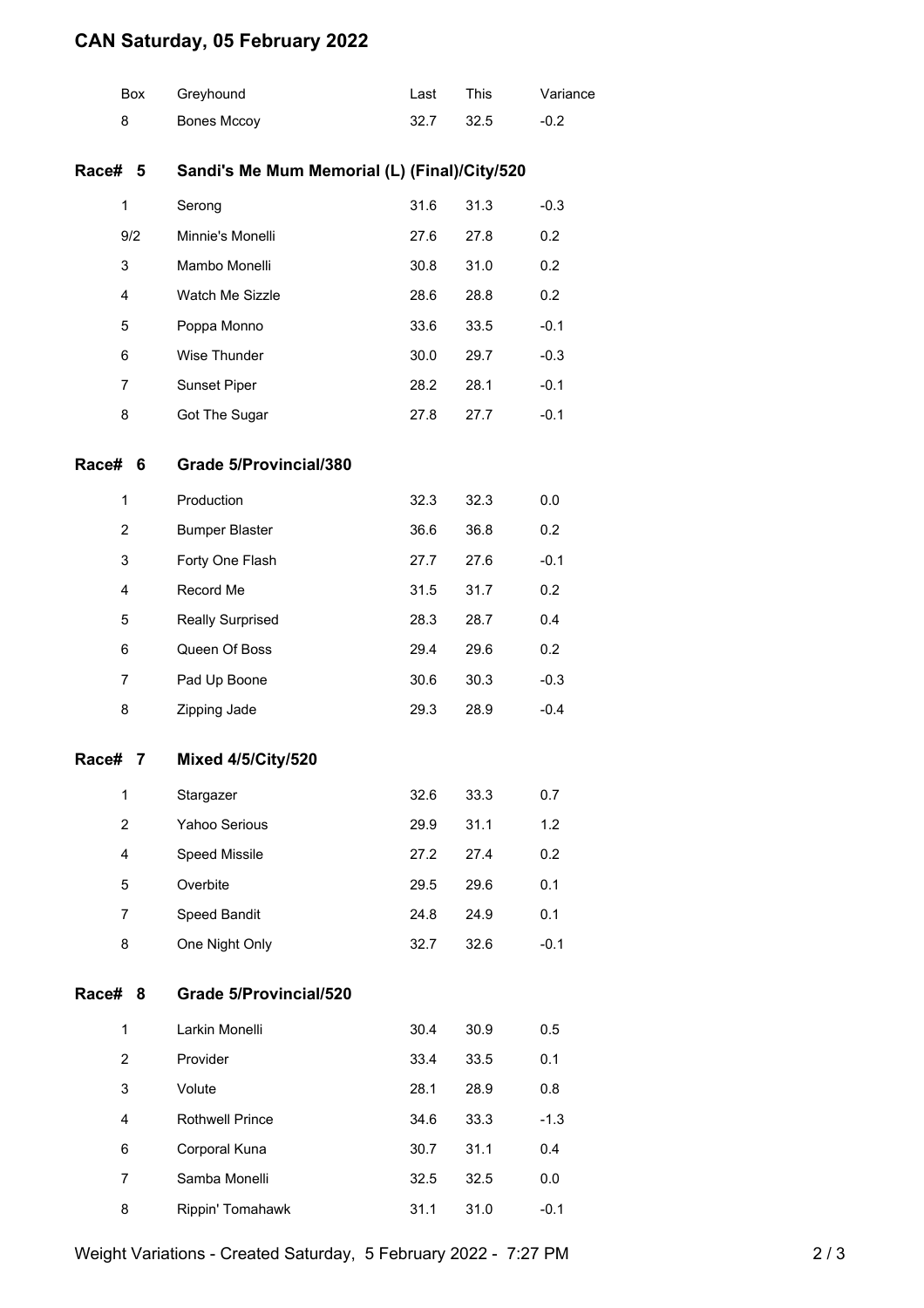# CAN Saturday, 05 February 2022

| Box | Greyhound | Last | This | Variance |
|---|---|---|---|---|
| 8 | Bones Mccoy | 32.7 | 32.5 | -0.2 |

## Race# 5 Sandi's Me Mum Memorial (L) (Final)/City/520

| Box | Greyhound | Last | This | Variance |
|---|---|---|---|---|
| 1 | Serong | 31.6 | 31.3 | -0.3 |
| 9/2 | Minnie's Monelli | 27.6 | 27.8 | 0.2 |
| 3 | Mambo Monelli | 30.8 | 31.0 | 0.2 |
| 4 | Watch Me Sizzle | 28.6 | 28.8 | 0.2 |
| 5 | Poppa Monno | 33.6 | 33.5 | -0.1 |
| 6 | Wise Thunder | 30.0 | 29.7 | -0.3 |
| 7 | Sunset Piper | 28.2 | 28.1 | -0.1 |
| 8 | Got The Sugar | 27.8 | 27.7 | -0.1 |

## Race# 6 Grade 5/Provincial/380

| Box | Greyhound | Last | This | Variance |
|---|---|---|---|---|
| 1 | Production | 32.3 | 32.3 | 0.0 |
| 2 | Bumper Blaster | 36.6 | 36.8 | 0.2 |
| 3 | Forty One Flash | 27.7 | 27.6 | -0.1 |
| 4 | Record Me | 31.5 | 31.7 | 0.2 |
| 5 | Really Surprised | 28.3 | 28.7 | 0.4 |
| 6 | Queen Of Boss | 29.4 | 29.6 | 0.2 |
| 7 | Pad Up Boone | 30.6 | 30.3 | -0.3 |
| 8 | Zipping Jade | 29.3 | 28.9 | -0.4 |

## Race# 7 Mixed 4/5/City/520

| Box | Greyhound | Last | This | Variance |
|---|---|---|---|---|
| 1 | Stargazer | 32.6 | 33.3 | 0.7 |
| 2 | Yahoo Serious | 29.9 | 31.1 | 1.2 |
| 4 | Speed Missile | 27.2 | 27.4 | 0.2 |
| 5 | Overbite | 29.5 | 29.6 | 0.1 |
| 7 | Speed Bandit | 24.8 | 24.9 | 0.1 |
| 8 | One Night Only | 32.7 | 32.6 | -0.1 |

## Race# 8 Grade 5/Provincial/520

| Box | Greyhound | Last | This | Variance |
|---|---|---|---|---|
| 1 | Larkin Monelli | 30.4 | 30.9 | 0.5 |
| 2 | Provider | 33.4 | 33.5 | 0.1 |
| 3 | Volute | 28.1 | 28.9 | 0.8 |
| 4 | Rothwell Prince | 34.6 | 33.3 | -1.3 |
| 6 | Corporal Kuna | 30.7 | 31.1 | 0.4 |
| 7 | Samba Monelli | 32.5 | 32.5 | 0.0 |
| 8 | Rippin' Tomahawk | 31.1 | 31.0 | -0.1 |

Weight Variations - Created Saturday, 5 February 2022 - 7:27 PM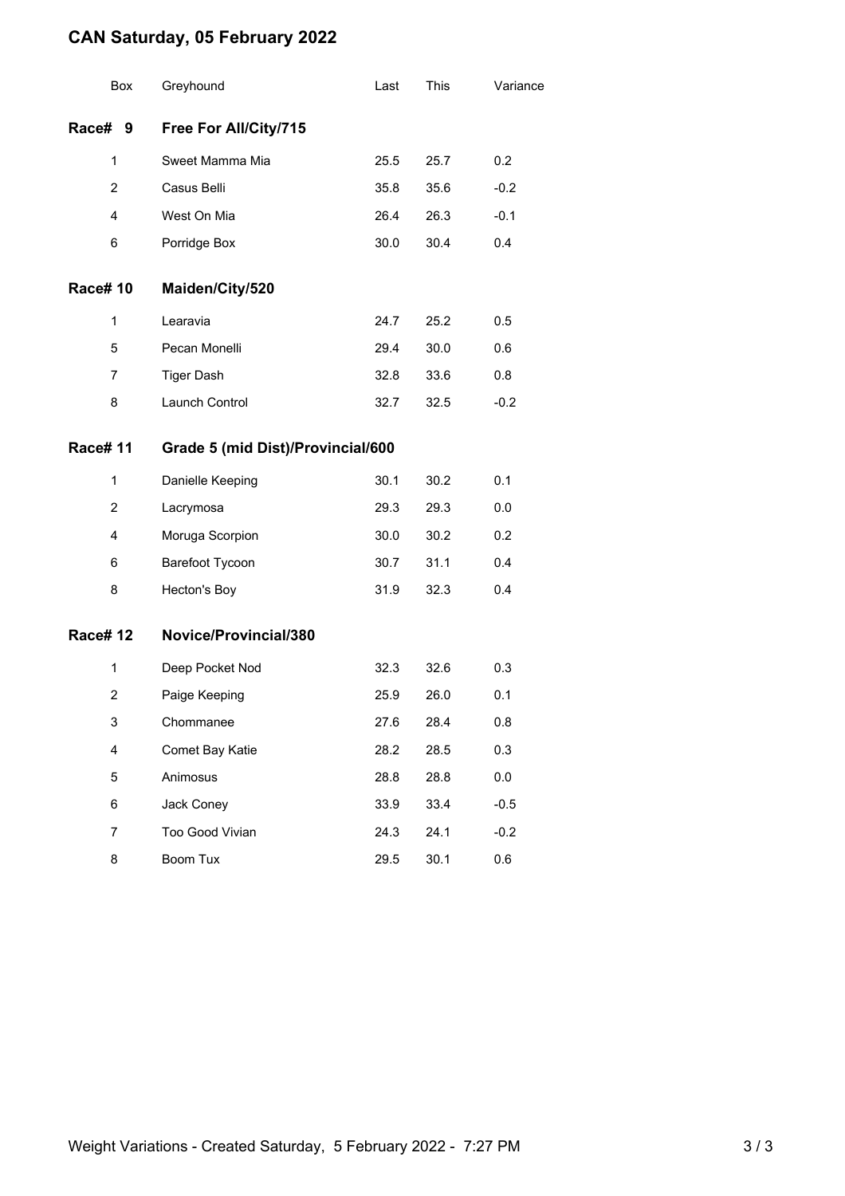# CAN Saturday, 05 February 2022

| Box | Greyhound | Last | This | Variance |
|---|---|---|---|---|
| **Race# 9** | **Free For All/City/715** | | | |
| 1 | Sweet Mamma Mia | 25.5 | 25.7 | 0.2 |
| 2 | Casus Belli | 35.8 | 35.6 | -0.2 |
| 4 | West On Mia | 26.4 | 26.3 | -0.1 |
| 6 | Porridge Box | 30.0 | 30.4 | 0.4 |
| **Race# 10** | **Maiden/City/520** | | | |
| 1 | Learavia | 24.7 | 25.2 | 0.5 |
| 5 | Pecan Monelli | 29.4 | 30.0 | 0.6 |
| 7 | Tiger Dash | 32.8 | 33.6 | 0.8 |
| 8 | Launch Control | 32.7 | 32.5 | -0.2 |
| **Race# 11** | **Grade 5 (mid Dist)/Provincial/600** | | | |
| 1 | Danielle Keeping | 30.1 | 30.2 | 0.1 |
| 2 | Lacrymosa | 29.3 | 29.3 | 0.0 |
| 4 | Moruga Scorpion | 30.0 | 30.2 | 0.2 |
| 6 | Barefoot Tycoon | 30.7 | 31.1 | 0.4 |
| 8 | Hecton's Boy | 31.9 | 32.3 | 0.4 |
| **Race# 12** | **Novice/Provincial/380** | | | |
| 1 | Deep Pocket Nod | 32.3 | 32.6 | 0.3 |
| 2 | Paige Keeping | 25.9 | 26.0 | 0.1 |
| 3 | Chommanee | 27.6 | 28.4 | 0.8 |
| 4 | Comet Bay Katie | 28.2 | 28.5 | 0.3 |
| 5 | Animosus | 28.8 | 28.8 | 0.0 |
| 6 | Jack Coney | 33.9 | 33.4 | -0.5 |
| 7 | Too Good Vivian | 24.3 | 24.1 | -0.2 |
| 8 | Boom Tux | 29.5 | 30.1 | 0.6 |

Weight Variations - Created Saturday, 5 February 2022 - 7:27 PM